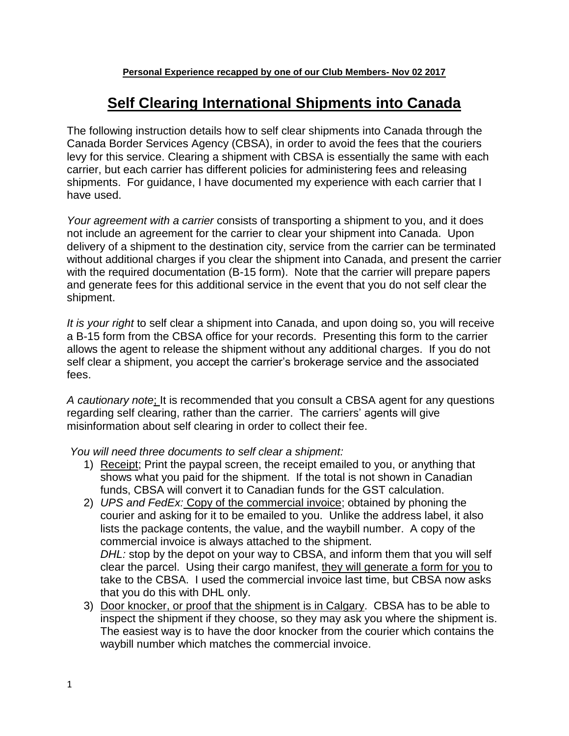**Personal Experience recapped by one of our Club Members- Nov 02 2017**

# Self Clearing International Shipments into Canada

The following instruction details how to self clear shipments into Canada through the Canada Border Services Agency (CBSA), in order to avoid the fees that the couriers levy for this service. Clearing a shipment with CBSA is essentially the same with each carrier, but each carrier has different policies for administering fees and releasing shipments. For guidance, I have documented my experience with each carrier that I have used.

*Your agreement with a carrier* consists of transporting a shipment to you, and it does not include an agreement for the carrier to clear your shipment into Canada. Upon delivery of a shipment to the destination city, service from the carrier can be terminated without additional charges if you clear the shipment into Canada, and present the carrier with the required documentation (B-15 form). Note that the carrier will prepare papers and generate fees for this additional service in the event that you do not self clear the shipment.

*It is your right* to self clear a shipment into Canada, and upon doing so, you will receive a B-15 form from the CBSA office for your records. Presenting this form to the carrier allows the agent to release the shipment without any additional charges. If you do not self clear a shipment, you accept the carrier's brokerage service and the associated fees.

*A cautionary note*; It is recommended that you consult a CBSA agent for any questions regarding self clearing, rather than the carrier. The carriers' agents will give misinformation about self clearing in order to collect their fee.

*You will need three documents to self clear a shipment:*

1) Receipt; Print the paypal screen, the receipt emailed to you, or anything that shows what you paid for the shipment. If the total is not shown in Canadian funds, CBSA will convert it to Canadian funds for the GST calculation.
2) *UPS and FedEx:* Copy of the commercial invoice; obtained by phoning the courier and asking for it to be emailed to you. Unlike the address label, it also lists the package contents, the value, and the waybill number. A copy of the commercial invoice is always attached to the shipment.
   *DHL:* stop by the depot on your way to CBSA, and inform them that you will self clear the parcel. Using their cargo manifest, they will generate a form for you to take to the CBSA. I used the commercial invoice last time, but CBSA now asks that you do this with DHL only.
3) Door knocker, or proof that the shipment is in Calgary. CBSA has to be able to inspect the shipment if they choose, so they may ask you where the shipment is. The easiest way is to have the door knocker from the courier which contains the waybill number which matches the commercial invoice.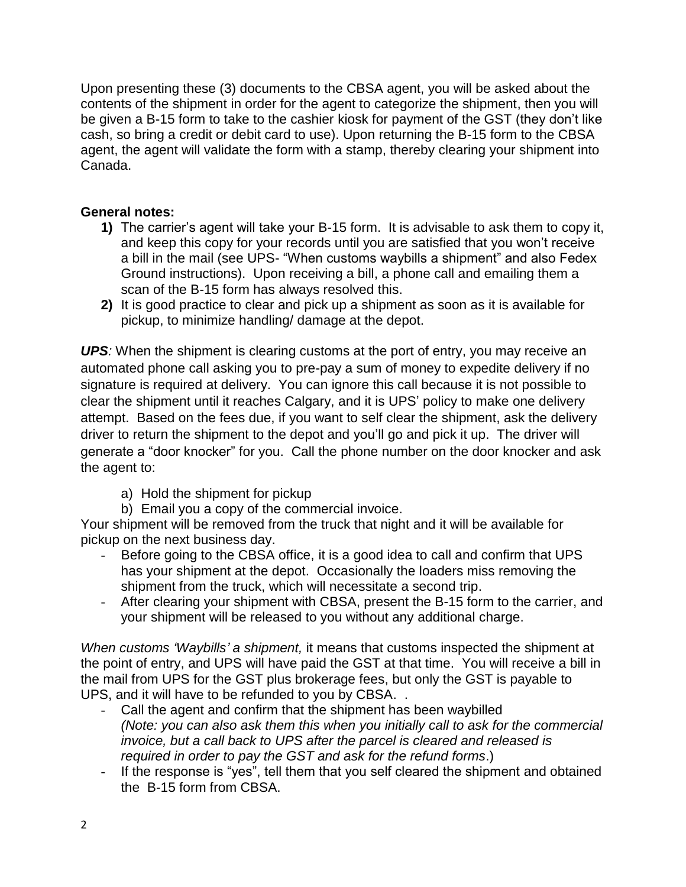Upon presenting these (3) documents to the CBSA agent, you will be asked about the contents of the shipment in order for the agent to categorize the shipment, then you will be given a B-15 form to take to the cashier kiosk for payment of the GST (they don't like cash, so bring a credit or debit card to use). Upon returning the B-15 form to the CBSA agent, the agent will validate the form with a stamp, thereby clearing your shipment into Canada.

**General notes:**

1) The carrier's agent will take your B-15 form. It is advisable to ask them to copy it, and keep this copy for your records until you are satisfied that you won't receive a bill in the mail (see UPS- "When customs waybills a shipment" and also Fedex Ground instructions). Upon receiving a bill, a phone call and emailing them a scan of the B-15 form has always resolved this.
2) It is good practice to clear and pick up a shipment as soon as it is available for pickup, to minimize handling/ damage at the depot.

***UPS****:* When the shipment is clearing customs at the port of entry, you may receive an automated phone call asking you to pre-pay a sum of money to expedite delivery if no signature is required at delivery. You can ignore this call because it is not possible to clear the shipment until it reaches Calgary, and it is UPS' policy to make one delivery attempt. Based on the fees due, if you want to self clear the shipment, ask the delivery driver to return the shipment to the depot and you'll go and pick it up. The driver will generate a "door knocker" for you. Call the phone number on the door knocker and ask the agent to:

a) Hold the shipment for pickup
b) Email you a copy of the commercial invoice.

Your shipment will be removed from the truck that night and it will be available for pickup on the next business day.

- Before going to the CBSA office, it is a good idea to call and confirm that UPS has your shipment at the depot. Occasionally the loaders miss removing the shipment from the truck, which will necessitate a second trip.
- After clearing your shipment with CBSA, present the B-15 form to the carrier, and your shipment will be released to you without any additional charge.

*When customs 'Waybills' a shipment,* it means that customs inspected the shipment at the point of entry, and UPS will have paid the GST at that time. You will receive a bill in the mail from UPS for the GST plus brokerage fees, but only the GST is payable to UPS, and it will have to be refunded to you by CBSA. .

- Call the agent and confirm that the shipment has been waybilled
  *(Note: you can also ask them this when you initially call to ask for the commercial invoice, but a call back to UPS after the parcel is cleared and released is required in order to pay the GST and ask for the refund forms*.)
- If the response is "yes", tell them that you self cleared the shipment and obtained the B-15 form from CBSA.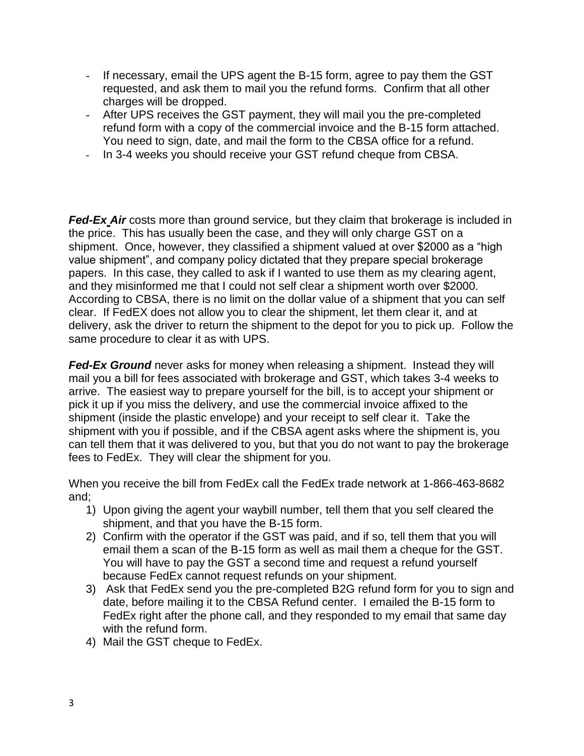- If necessary, email the UPS agent the B-15 form, agree to pay them the GST requested, and ask them to mail you the refund forms. Confirm that all other charges will be dropped.
- After UPS receives the GST payment, they will mail you the pre-completed refund form with a copy of the commercial invoice and the B-15 form attached. You need to sign, date, and mail the form to the CBSA office for a refund.
- In 3-4 weeks you should receive your GST refund cheque from CBSA.

***Fed-Ex Air*** costs more than ground service, but they claim that brokerage is included in the price. This has usually been the case, and they will only charge GST on a shipment. Once, however, they classified a shipment valued at over $2000 as a "high value shipment", and company policy dictated that they prepare special brokerage papers. In this case, they called to ask if I wanted to use them as my clearing agent, and they misinformed me that I could not self clear a shipment worth over $2000. According to CBSA, there is no limit on the dollar value of a shipment that you can self clear. If FedEX does not allow you to clear the shipment, let them clear it, and at delivery, ask the driver to return the shipment to the depot for you to pick up. Follow the same procedure to clear it as with UPS.

***Fed-Ex Ground*** never asks for money when releasing a shipment. Instead they will mail you a bill for fees associated with brokerage and GST, which takes 3-4 weeks to arrive. The easiest way to prepare yourself for the bill, is to accept your shipment or pick it up if you miss the delivery, and use the commercial invoice affixed to the shipment (inside the plastic envelope) and your receipt to self clear it. Take the shipment with you if possible, and if the CBSA agent asks where the shipment is, you can tell them that it was delivered to you, but that you do not want to pay the brokerage fees to FedEx. They will clear the shipment for you.

When you receive the bill from FedEx call the FedEx trade network at 1-866-463-8682 and;

1) Upon giving the agent your waybill number, tell them that you self cleared the shipment, and that you have the B-15 form.
2) Confirm with the operator if the GST was paid, and if so, tell them that you will email them a scan of the B-15 form as well as mail them a cheque for the GST. You will have to pay the GST a second time and request a refund yourself because FedEx cannot request refunds on your shipment.
3) Ask that FedEx send you the pre-completed B2G refund form for you to sign and date, before mailing it to the CBSA Refund center. I emailed the B-15 form to FedEx right after the phone call, and they responded to my email that same day with the refund form.
4) Mail the GST cheque to FedEx.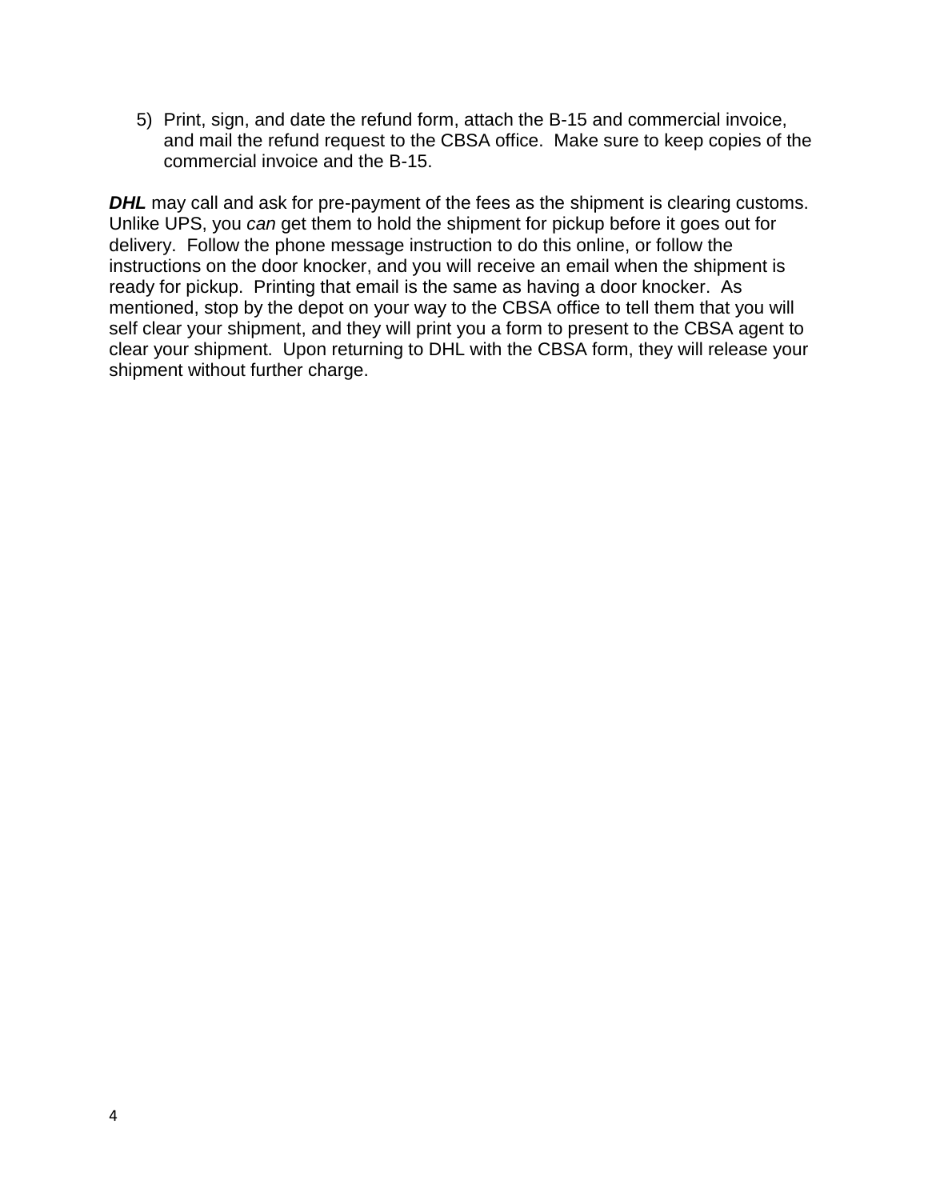5) Print, sign, and date the refund form, attach the B-15 and commercial invoice, and mail the refund request to the CBSA office. Make sure to keep copies of the commercial invoice and the B-15.

***DHL*** may call and ask for pre-payment of the fees as the shipment is clearing customs. Unlike UPS, you *can* get them to hold the shipment for pickup before it goes out for delivery. Follow the phone message instruction to do this online, or follow the instructions on the door knocker, and you will receive an email when the shipment is ready for pickup. Printing that email is the same as having a door knocker. As mentioned, stop by the depot on your way to the CBSA office to tell them that you will self clear your shipment, and they will print you a form to present to the CBSA agent to clear your shipment. Upon returning to DHL with the CBSA form, they will release your shipment without further charge.